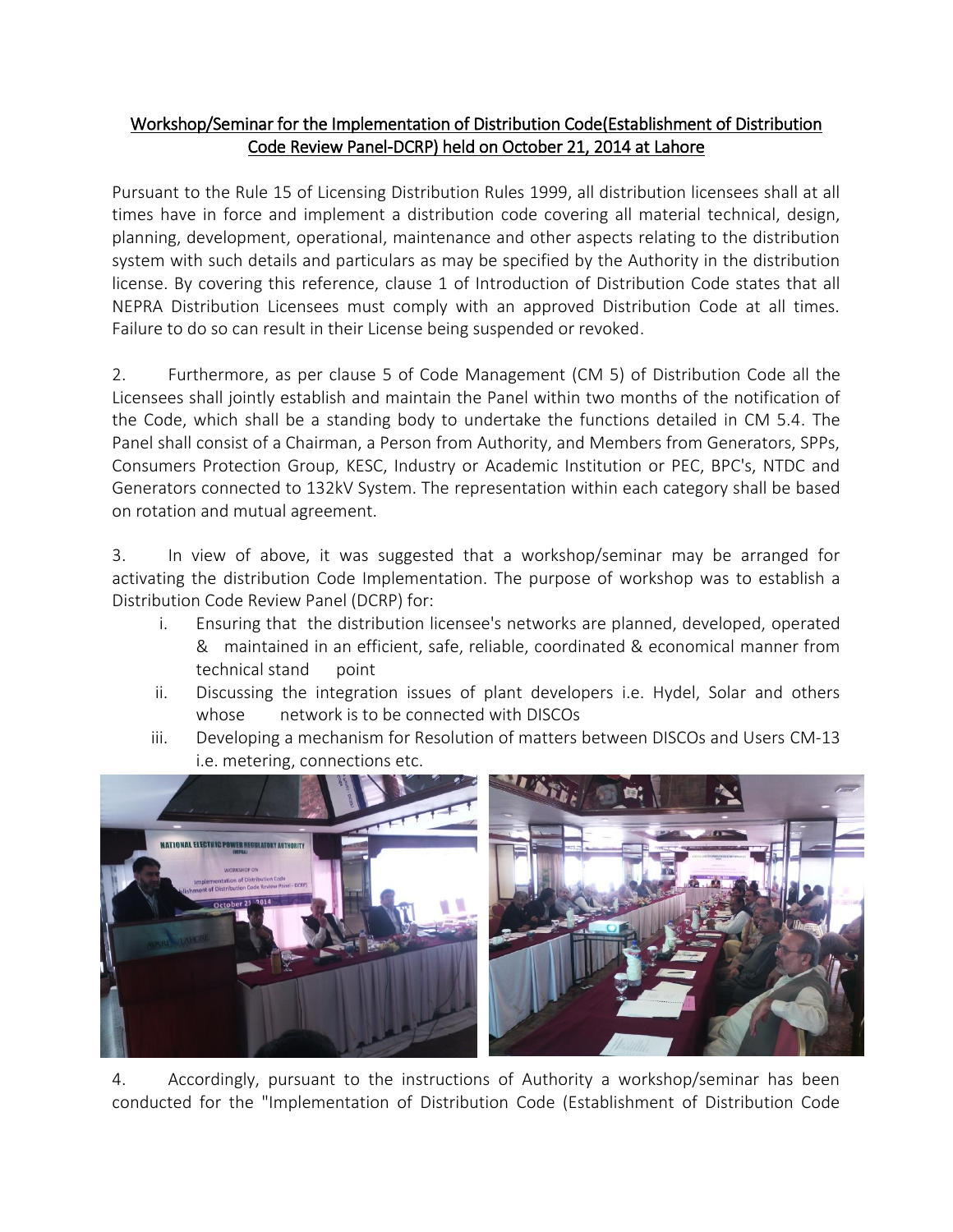# Workshop/Seminar for the Implementation of Distribution Code(Establishment of Distribution Code Review Panel-DCRP) held on October 21, 2014 at Lahore

Pursuant to the Rule 15 of Licensing Distribution Rules 1999, all distribution licensees shall at all times have in force and implement a distribution code covering all material technical, design, planning, development, operational, maintenance and other aspects relating to the distribution system with such details and particulars as may be specified by the Authority in the distribution license. By covering this reference, clause 1 of Introduction of Distribution Code states that all NEPRA Distribution Licensees must comply with an approved Distribution Code at all times. Failure to do so can result in their License being suspended or revoked.

2. Furthermore, as per clause 5 of Code Management (CM 5) of Distribution Code all the Licensees shall jointly establish and maintain the Panel within two months of the notification of the Code, which shall be a standing body to undertake the functions detailed in CM 5.4. The Panel shall consist of a Chairman, a Person from Authority, and Members from Generators, SPPs, Consumers Protection Group, KESC, Industry or Academic Institution or PEC, BPC's, NTDC and Generators connected to 132kV System. The representation within each category shall be based on rotation and mutual agreement.

3. In view of above, it was suggested that a workshop/seminar may be arranged for activating the distribution Code Implementation. The purpose of workshop was to establish a Distribution Code Review Panel (DCRP) for:

i. Ensuring that the distribution licensee's networks are planned, developed, operated & maintained in an efficient, safe, reliable, coordinated & economical manner from technical stand point

ii. Discussing the integration issues of plant developers i.e. Hydel, Solar and others whose network is to be connected with DISCOs

iii. Developing a mechanism for Resolution of matters between DISCOs and Users CM-13 i.e. metering, connections etc.

4. Accordingly, pursuant to the instructions of Authority a workshop/seminar has been conducted for the "Implementation of Distribution Code (Establishment of Distribution Code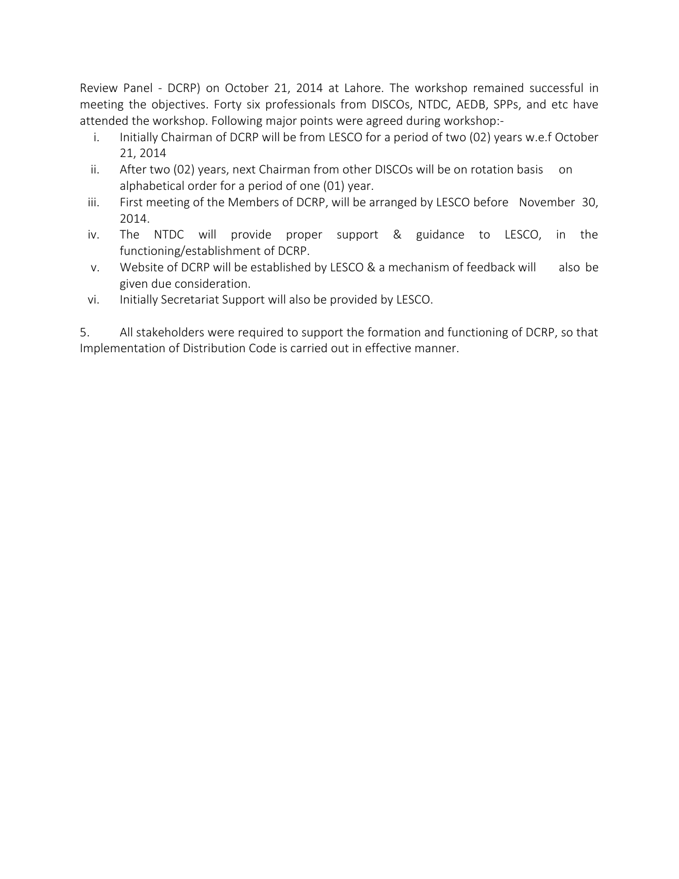Review Panel - DCRP) on October 21, 2014 at Lahore. The workshop remained successful in meeting the objectives. Forty six professionals from DISCOs, NTDC, AEDB, SPPs, and etc have attended the workshop. Following major points were agreed during workshop:-

i. Initially Chairman of DCRP will be from LESCO for a period of two (02) years w.e.f October 21, 2014
ii. After two (02) years, next Chairman from other DISCOs will be on rotation basis on alphabetical order for a period of one (01) year.
iii. First meeting of the Members of DCRP, will be arranged by LESCO before November 30, 2014.
iv. The NTDC will provide proper support & guidance to LESCO, in the functioning/establishment of DCRP.
v. Website of DCRP will be established by LESCO & a mechanism of feedback will also be given due consideration.
vi. Initially Secretariat Support will also be provided by LESCO.

5. All stakeholders were required to support the formation and functioning of DCRP, so that Implementation of Distribution Code is carried out in effective manner.